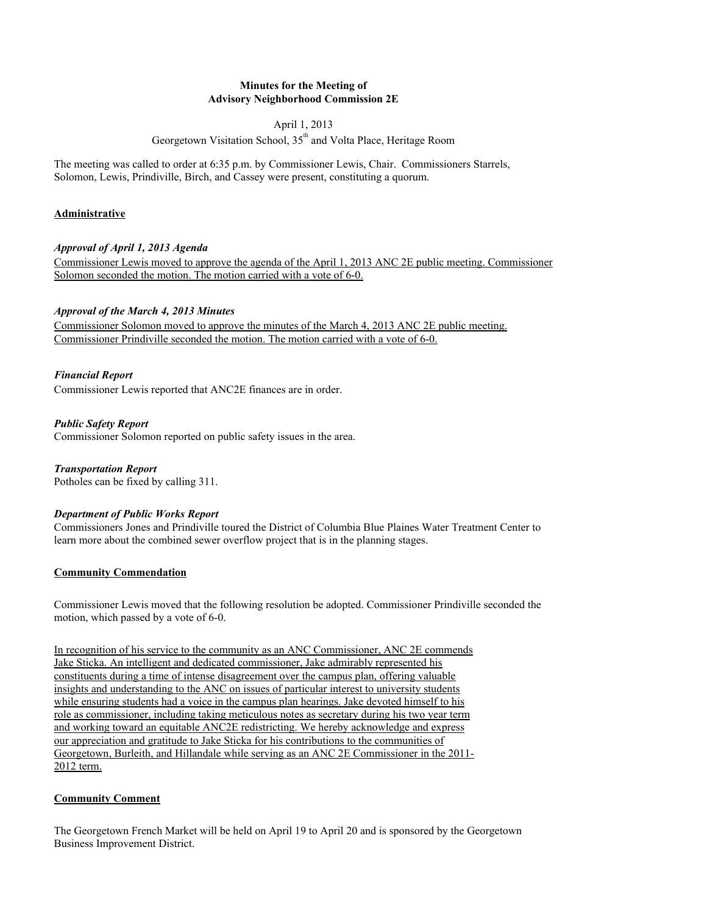**Minutes for the Meeting of**
**Advisory Neighborhood Commission 2E**

April 1, 2013
Georgetown Visitation School, 35th and Volta Place, Heritage Room

The meeting was called to order at 6:35 p.m. by Commissioner Lewis, Chair. Commissioners Starrels, Solomon, Lewis, Prindiville, Birch, and Cassey were present, constituting a quorum.

## Administrative

***Approval of April 1, 2013 Agenda***

Commissioner Lewis moved to approve the agenda of the April 1, 2013 ANC 2E public meeting. Commissioner Solomon seconded the motion. The motion carried with a vote of 6-0.

***Approval of the March 4, 2013 Minutes***

Commissioner Solomon moved to approve the minutes of the March 4, 2013 ANC 2E public meeting. Commissioner Prindiville seconded the motion. The motion carried with a vote of 6-0.

***Financial Report***

Commissioner Lewis reported that ANC2E finances are in order.

***Public Safety Report***

Commissioner Solomon reported on public safety issues in the area.

***Transportation Report***

Potholes can be fixed by calling 311.

***Department of Public Works Report***

Commissioners Jones and Prindiville toured the District of Columbia Blue Plaines Water Treatment Center to learn more about the combined sewer overflow project that is in the planning stages.

## Community Commendation

Commissioner Lewis moved that the following resolution be adopted. Commissioner Prindiville seconded the motion, which passed by a vote of 6-0.

In recognition of his service to the community as an ANC Commissioner, ANC 2E commends Jake Sticka. An intelligent and dedicated commissioner, Jake admirably represented his constituents during a time of intense disagreement over the campus plan, offering valuable insights and understanding to the ANC on issues of particular interest to university students while ensuring students had a voice in the campus plan hearings. Jake devoted himself to his role as commissioner, including taking meticulous notes as secretary during his two year term and working toward an equitable ANC2E redistricting. We hereby acknowledge and express our appreciation and gratitude to Jake Sticka for his contributions to the communities of Georgetown, Burleith, and Hillandale while serving as an ANC 2E Commissioner in the 2011-2012 term.

## Community Comment

The Georgetown French Market will be held on April 19 to April 20 and is sponsored by the Georgetown Business Improvement District.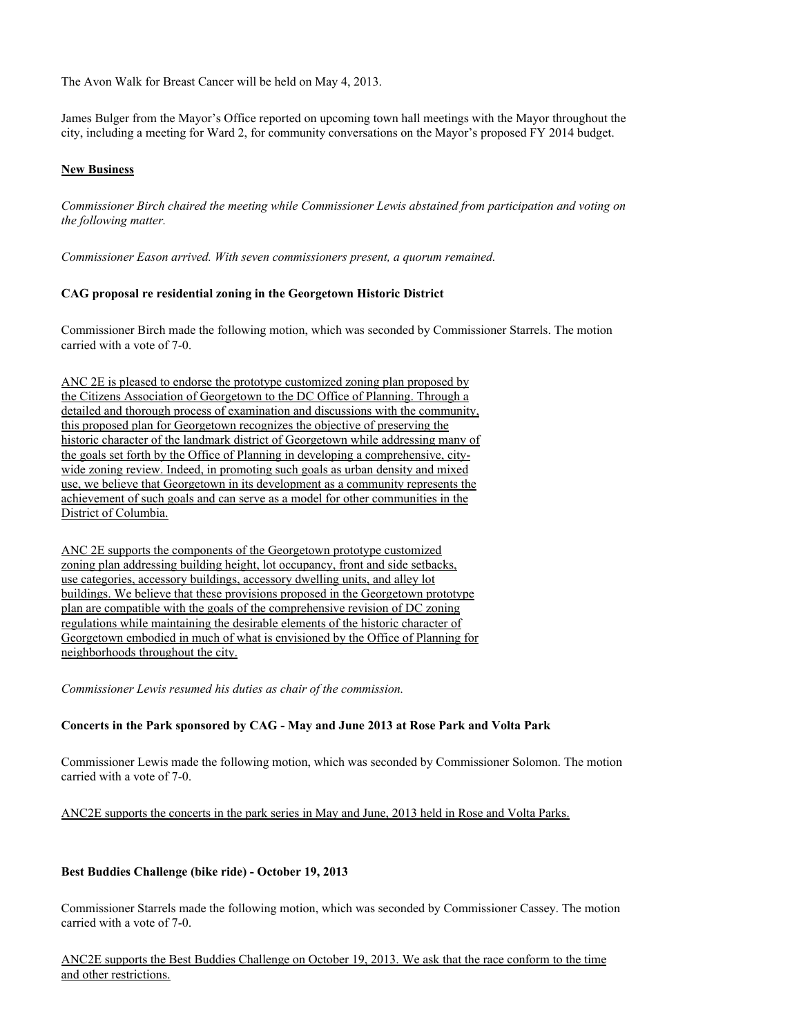The Avon Walk for Breast Cancer will be held on May 4, 2013.

James Bulger from the Mayor's Office reported on upcoming town hall meetings with the Mayor throughout the city, including a meeting for Ward 2, for community conversations on the Mayor's proposed FY 2014 budget.

## New Business

*Commissioner Birch chaired the meeting while Commissioner Lewis abstained from participation and voting on the following matter.*

*Commissioner Eason arrived. With seven commissioners present, a quorum remained.*

### CAG proposal re residential zoning in the Georgetown Historic District

Commissioner Birch made the following motion, which was seconded by Commissioner Starrels. The motion carried with a vote of 7-0.

<u>ANC 2E is pleased to endorse the prototype customized zoning plan proposed by the Citizens Association of Georgetown to the DC Office of Planning. Through a detailed and thorough process of examination and discussions with the community, this proposed plan for Georgetown recognizes the objective of preserving the historic character of the landmark district of Georgetown while addressing many of the goals set forth by the Office of Planning in developing a comprehensive, city-wide zoning review. Indeed, in promoting such goals as urban density and mixed use, we believe that Georgetown in its development as a community represents the achievement of such goals and can serve as a model for other communities in the District of Columbia.</u>

<u>ANC 2E supports the components of the Georgetown prototype customized zoning plan addressing building height, lot occupancy, front and side setbacks, use categories, accessory buildings, accessory dwelling units, and alley lot buildings. We believe that these provisions proposed in the Georgetown prototype plan are compatible with the goals of the comprehensive revision of DC zoning regulations while maintaining the desirable elements of the historic character of Georgetown embodied in much of what is envisioned by the Office of Planning for neighborhoods throughout the city.</u>

*Commissioner Lewis resumed his duties as chair of the commission.*

### Concerts in the Park sponsored by CAG - May and June 2013 at Rose Park and Volta Park

Commissioner Lewis made the following motion, which was seconded by Commissioner Solomon. The motion carried with a vote of 7-0.

<u>ANC2E supports the concerts in the park series in May and June, 2013 held in Rose and Volta Parks.</u>

### Best Buddies Challenge (bike ride) - October 19, 2013

Commissioner Starrels made the following motion, which was seconded by Commissioner Cassey. The motion carried with a vote of 7-0.

<u>ANC2E supports the Best Buddies Challenge on October 19, 2013. We ask that the race conform to the time and other restrictions.</u>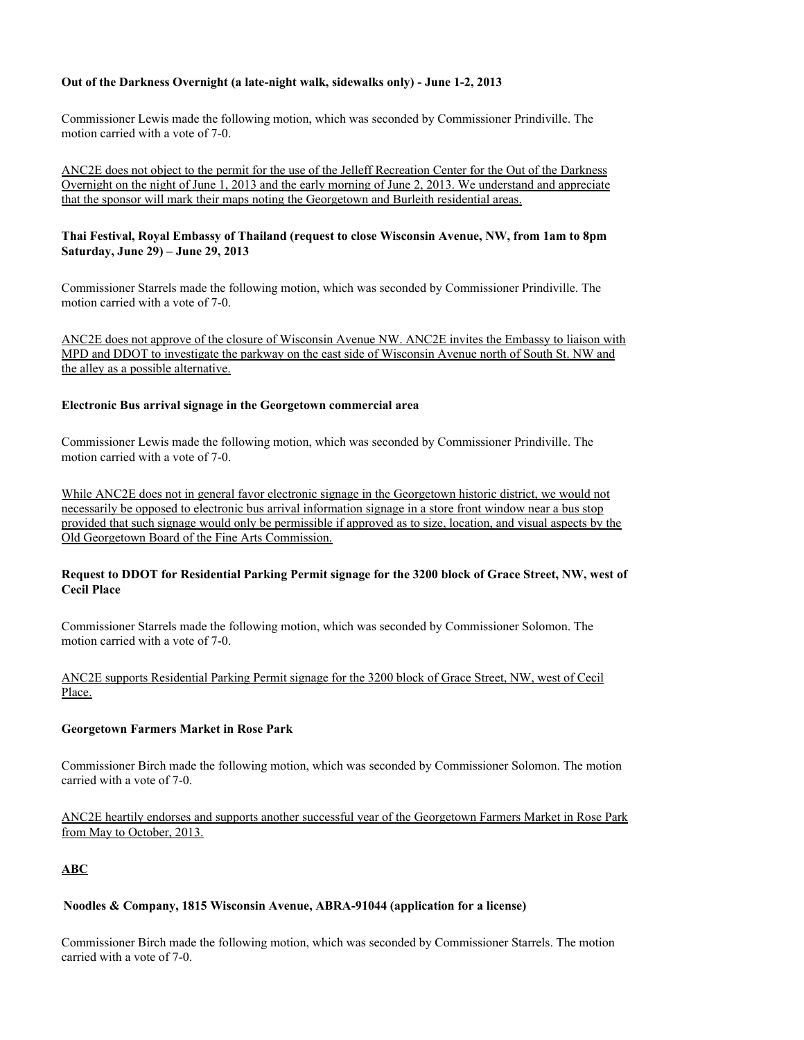**Out of the Darkness Overnight (a late-night walk, sidewalks only) - June 1-2, 2013**

Commissioner Lewis made the following motion, which was seconded by Commissioner Prindiville. The motion carried with a vote of 7-0.

ANC2E does not object to the permit for the use of the Jelleff Recreation Center for the Out of the Darkness Overnight on the night of June 1, 2013 and the early morning of June 2, 2013. We understand and appreciate that the sponsor will mark their maps noting the Georgetown and Burleith residential areas.

**Thai Festival, Royal Embassy of Thailand (request to close Wisconsin Avenue, NW, from 1am to 8pm Saturday, June 29) – June 29, 2013**

Commissioner Starrels made the following motion, which was seconded by Commissioner Prindiville. The motion carried with a vote of 7-0.

ANC2E does not approve of the closure of Wisconsin Avenue NW. ANC2E invites the Embassy to liaison with MPD and DDOT to investigate the parkway on the east side of Wisconsin Avenue north of South St. NW and the alley as a possible alternative.

**Electronic Bus arrival signage in the Georgetown commercial area**

Commissioner Lewis made the following motion, which was seconded by Commissioner Prindiville. The motion carried with a vote of 7-0.

While ANC2E does not in general favor electronic signage in the Georgetown historic district, we would not necessarily be opposed to electronic bus arrival information signage in a store front window near a bus stop provided that such signage would only be permissible if approved as to size, location, and visual aspects by the Old Georgetown Board of the Fine Arts Commission.

**Request to DDOT for Residential Parking Permit signage for the 3200 block of Grace Street, NW, west of Cecil Place**

Commissioner Starrels made the following motion, which was seconded by Commissioner Solomon. The motion carried with a vote of 7-0.

ANC2E supports Residential Parking Permit signage for the 3200 block of Grace Street, NW, west of Cecil Place.

**Georgetown Farmers Market in Rose Park**

Commissioner Birch made the following motion, which was seconded by Commissioner Solomon. The motion carried with a vote of 7-0.

ANC2E heartily endorses and supports another successful year of the Georgetown Farmers Market in Rose Park from May to October, 2013.

**ABC**

**Noodles & Company, 1815 Wisconsin Avenue, ABRA-91044 (application for a license)**

Commissioner Birch made the following motion, which was seconded by Commissioner Starrels. The motion carried with a vote of 7-0.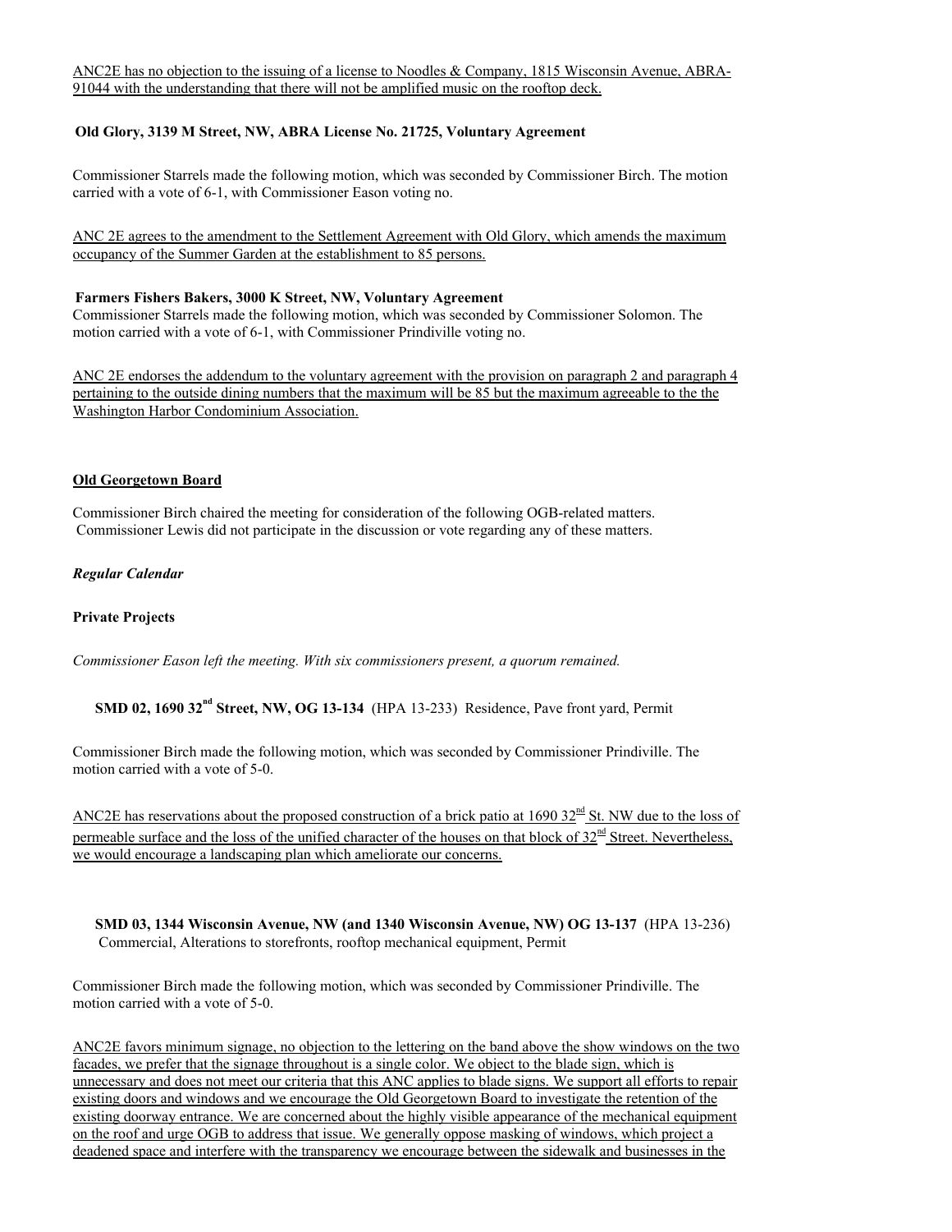ANC2E has no objection to the issuing of a license to Noodles & Company, 1815 Wisconsin Avenue, ABRA-91044 with the understanding that there will not be amplified music on the rooftop deck.

**Old Glory, 3139 M Street, NW, ABRA License No. 21725, Voluntary Agreement**

Commissioner Starrels made the following motion, which was seconded by Commissioner Birch. The motion carried with a vote of 6-1, with Commissioner Eason voting no.

ANC 2E agrees to the amendment to the Settlement Agreement with Old Glory, which amends the maximum occupancy of the Summer Garden at the establishment to 85 persons.

**Farmers Fishers Bakers, 3000 K Street, NW, Voluntary Agreement**

Commissioner Starrels made the following motion, which was seconded by Commissioner Solomon. The motion carried with a vote of 6-1, with Commissioner Prindiville voting no.

ANC 2E endorses the addendum to the voluntary agreement with the provision on paragraph 2 and paragraph 4 pertaining to the outside dining numbers that the maximum will be 85 but the maximum agreeable to the the Washington Harbor Condominium Association.

**Old Georgetown Board**

Commissioner Birch chaired the meeting for consideration of the following OGB-related matters. Commissioner Lewis did not participate in the discussion or vote regarding any of these matters.

***Regular Calendar***

**Private Projects**

*Commissioner Eason left the meeting. With six commissioners present, a quorum remained.*

**SMD 02, 1690 32nd Street, NW, OG 13-134** (HPA 13-233) Residence, Pave front yard, Permit

Commissioner Birch made the following motion, which was seconded by Commissioner Prindiville. The motion carried with a vote of 5-0.

ANC2E has reservations about the proposed construction of a brick patio at 1690 32nd St. NW due to the loss of permeable surface and the loss of the unified character of the houses on that block of 32nd Street. Nevertheless, we would encourage a landscaping plan which ameliorate our concerns.

**SMD 03, 1344 Wisconsin Avenue, NW (and 1340 Wisconsin Avenue, NW) OG 13-137** (HPA 13-236) Commercial, Alterations to storefronts, rooftop mechanical equipment, Permit

Commissioner Birch made the following motion, which was seconded by Commissioner Prindiville. The motion carried with a vote of 5-0.

ANC2E favors minimum signage, no objection to the lettering on the band above the show windows on the two facades, we prefer that the signage throughout is a single color. We object to the blade sign, which is unnecessary and does not meet our criteria that this ANC applies to blade signs. We support all efforts to repair existing doors and windows and we encourage the Old Georgetown Board to investigate the retention of the existing doorway entrance. We are concerned about the highly visible appearance of the mechanical equipment on the roof and urge OGB to address that issue. We generally oppose masking of windows, which project a deadened space and interfere with the transparency we encourage between the sidewalk and businesses in the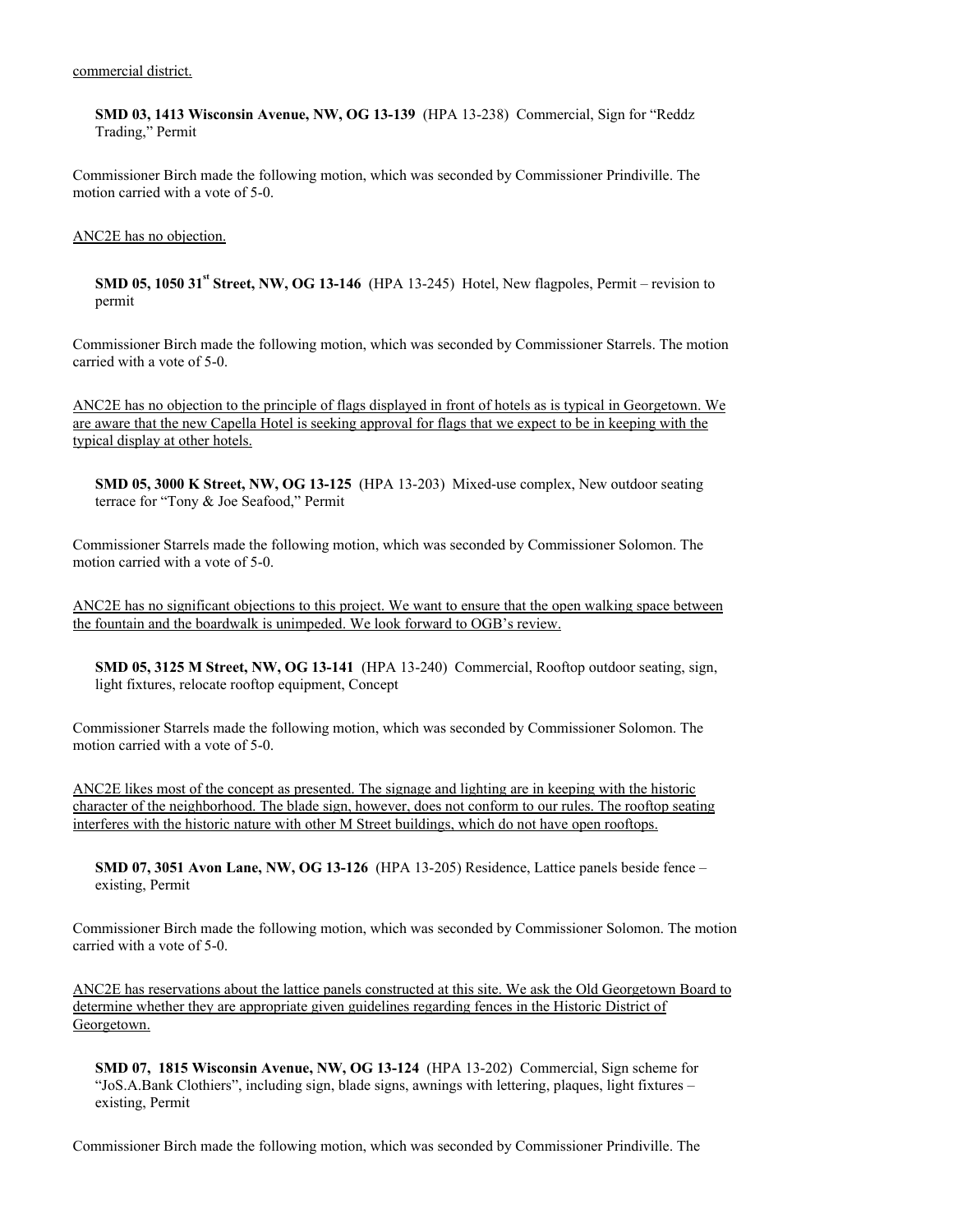commercial district.

**SMD 03, 1413 Wisconsin Avenue, NW, OG 13-139** (HPA 13-238) Commercial, Sign for "Reddz Trading," Permit

Commissioner Birch made the following motion, which was seconded by Commissioner Prindiville. The motion carried with a vote of 5-0.

ANC2E has no objection.

**SMD 05, 1050 31st Street, NW, OG 13-146** (HPA 13-245) Hotel, New flagpoles, Permit – revision to permit

Commissioner Birch made the following motion, which was seconded by Commissioner Starrels. The motion carried with a vote of 5-0.

ANC2E has no objection to the principle of flags displayed in front of hotels as is typical in Georgetown. We are aware that the new Capella Hotel is seeking approval for flags that we expect to be in keeping with the typical display at other hotels.

**SMD 05, 3000 K Street, NW, OG 13-125** (HPA 13-203) Mixed-use complex, New outdoor seating terrace for "Tony & Joe Seafood," Permit

Commissioner Starrels made the following motion, which was seconded by Commissioner Solomon. The motion carried with a vote of 5-0.

ANC2E has no significant objections to this project. We want to ensure that the open walking space between the fountain and the boardwalk is unimpeded. We look forward to OGB's review.

**SMD 05, 3125 M Street, NW, OG 13-141** (HPA 13-240) Commercial, Rooftop outdoor seating, sign, light fixtures, relocate rooftop equipment, Concept

Commissioner Starrels made the following motion, which was seconded by Commissioner Solomon. The motion carried with a vote of 5-0.

ANC2E likes most of the concept as presented. The signage and lighting are in keeping with the historic character of the neighborhood. The blade sign, however, does not conform to our rules. The rooftop seating interferes with the historic nature with other M Street buildings, which do not have open rooftops.

**SMD 07, 3051 Avon Lane, NW, OG 13-126** (HPA 13-205) Residence, Lattice panels beside fence – existing, Permit

Commissioner Birch made the following motion, which was seconded by Commissioner Solomon. The motion carried with a vote of 5-0.

ANC2E has reservations about the lattice panels constructed at this site. We ask the Old Georgetown Board to determine whether they are appropriate given guidelines regarding fences in the Historic District of Georgetown.

**SMD 07, 1815 Wisconsin Avenue, NW, OG 13-124** (HPA 13-202) Commercial, Sign scheme for "JoS.A.Bank Clothiers", including sign, blade signs, awnings with lettering, plaques, light fixtures – existing, Permit

Commissioner Birch made the following motion, which was seconded by Commissioner Prindiville. The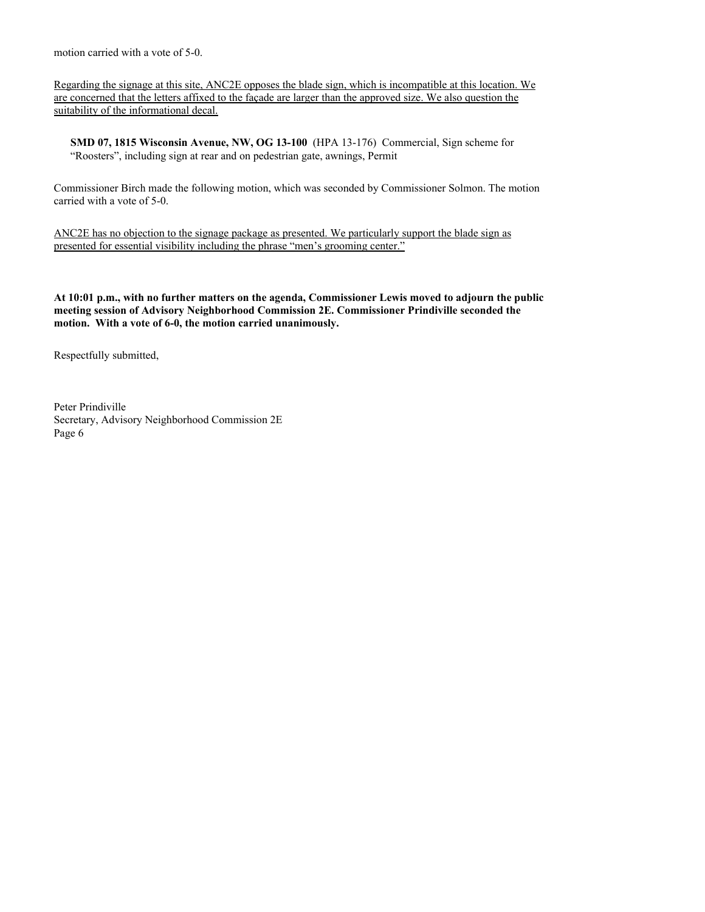motion carried with a vote of 5-0.

<u>Regarding the signage at this site, ANC2E opposes the blade sign, which is incompatible at this location. We are concerned that the letters affixed to the façade are larger than the approved size. We also question the suitability of the informational decal.</u>

**SMD 07, 1815 Wisconsin Avenue, NW, OG 13-100** (HPA 13-176) Commercial, Sign scheme for "Roosters", including sign at rear and on pedestrian gate, awnings, Permit

Commissioner Birch made the following motion, which was seconded by Commissioner Solmon. The motion carried with a vote of 5-0.

<u>ANC2E has no objection to the signage package as presented. We particularly support the blade sign as presented for essential visibility including the phrase "men's grooming center."</u>

**At 10:01 p.m., with no further matters on the agenda, Commissioner Lewis moved to adjourn the public meeting session of Advisory Neighborhood Commission 2E. Commissioner Prindiville seconded the motion. With a vote of 6-0, the motion carried unanimously.**

Respectfully submitted,

Peter Prindiville
Secretary, Advisory Neighborhood Commission 2E